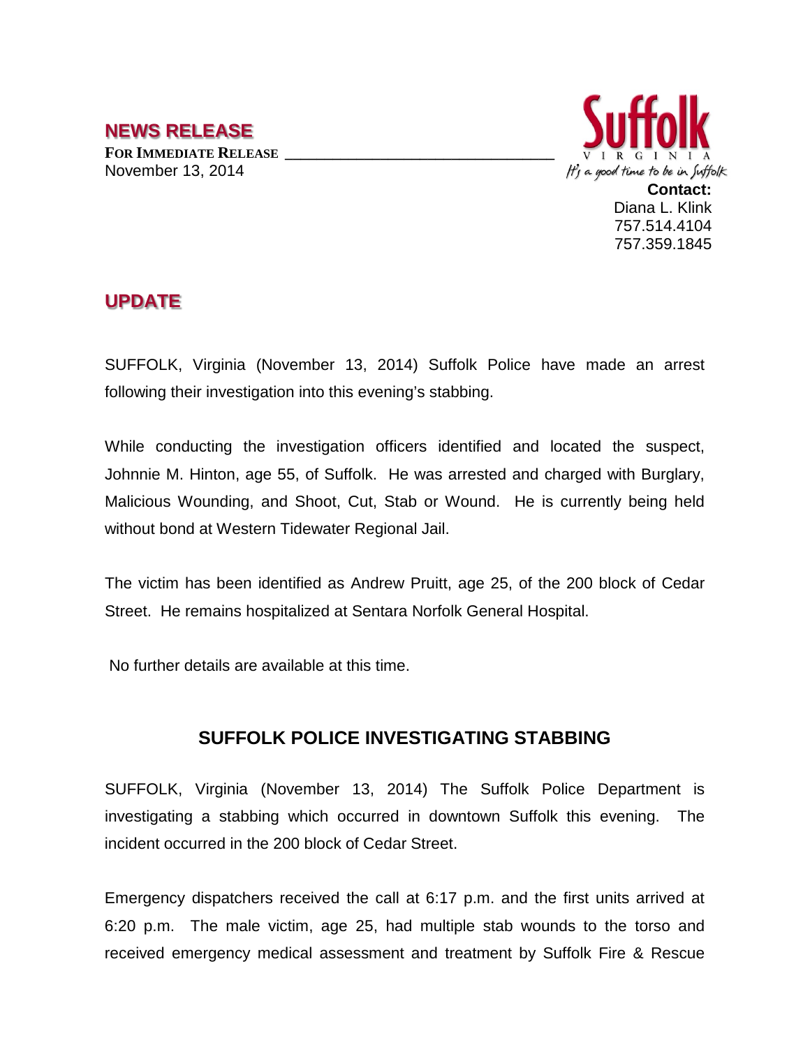# NEWS RELEASE

**FOR IMMEDIATE RELEASE**

November 13, 2014

Suffolk VIRGINIA
It's a good time to be in Suffolk

**Contact:**
Diana L. Klink
757.514.4104
757.359.1845

## UPDATE

SUFFOLK, Virginia (November 13, 2014) Suffolk Police have made an arrest following their investigation into this evening's stabbing.

While conducting the investigation officers identified and located the suspect, Johnnie M. Hinton, age 55, of Suffolk. He was arrested and charged with Burglary, Malicious Wounding, and Shoot, Cut, Stab or Wound. He is currently being held without bond at Western Tidewater Regional Jail.

The victim has been identified as Andrew Pruitt, age 25, of the 200 block of Cedar Street. He remains hospitalized at Sentara Norfolk General Hospital.

No further details are available at this time.

## SUFFOLK POLICE INVESTIGATING STABBING

SUFFOLK, Virginia (November 13, 2014) The Suffolk Police Department is investigating a stabbing which occurred in downtown Suffolk this evening. The incident occurred in the 200 block of Cedar Street.

Emergency dispatchers received the call at 6:17 p.m. and the first units arrived at 6:20 p.m. The male victim, age 25, had multiple stab wounds to the torso and received emergency medical assessment and treatment by Suffolk Fire & Rescue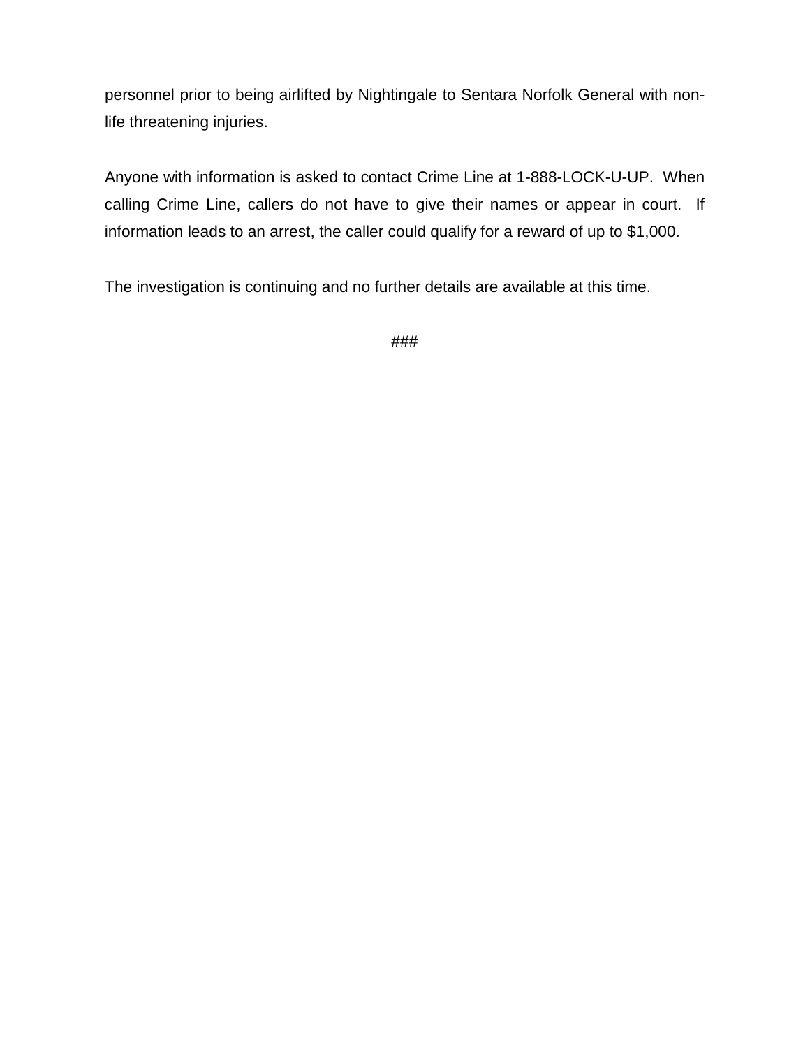personnel prior to being airlifted by Nightingale to Sentara Norfolk General with non-life threatening injuries.

Anyone with information is asked to contact Crime Line at 1-888-LOCK-U-UP. When calling Crime Line, callers do not have to give their names or appear in court. If information leads to an arrest, the caller could qualify for a reward of up to $1,000.

The investigation is continuing and no further details are available at this time.

###